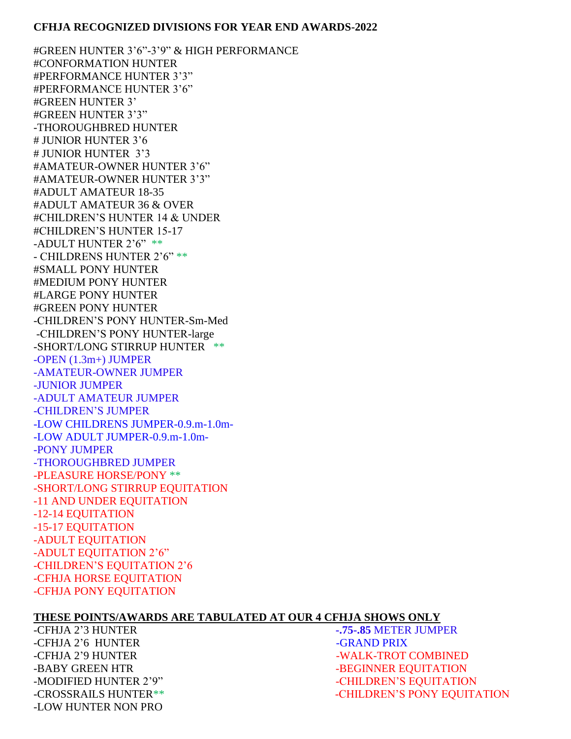**CFHJA RECOGNIZED DIVISIONS FOR YEAR END AWARDS-2022**

#GREEN HUNTER 3'6"-3'9" & HIGH PERFORMANCE
#CONFORMATION HUNTER
#PERFORMANCE HUNTER 3'3"
#PERFORMANCE HUNTER 3'6"
#GREEN HUNTER 3'
#GREEN HUNTER 3'3"
-THOROUGHBRED HUNTER
# JUNIOR HUNTER 3'6
# JUNIOR HUNTER 3'3
#AMATEUR-OWNER HUNTER 3'6"
#AMATEUR-OWNER HUNTER 3'3"
#ADULT AMATEUR 18-35
#ADULT AMATEUR 36 & OVER
#CHILDREN'S HUNTER 14 & UNDER
#CHILDREN'S HUNTER 15-17
-ADULT HUNTER 2'6" **
- CHILDRENS HUNTER 2'6" **
#SMALL PONY HUNTER
#MEDIUM PONY HUNTER
#LARGE PONY HUNTER
#GREEN PONY HUNTER
-CHILDREN'S PONY HUNTER-Sm-Med
-CHILDREN'S PONY HUNTER-large
-SHORT/LONG STIRRUP HUNTER **
-OPEN (1.3m+) JUMPER
-AMATEUR-OWNER JUMPER
-JUNIOR JUMPER
-ADULT AMATEUR JUMPER
-CHILDREN'S JUMPER
-LOW CHILDRENS JUMPER-0.9.m-1.0m-
-LOW ADULT JUMPER-0.9.m-1.0m-
-PONY JUMPER
-THOROUGHBRED JUMPER
-PLEASURE HORSE/PONY **
-SHORT/LONG STIRRUP EQUITATION
-11 AND UNDER EQUITATION
-12-14 EQUITATION
-15-17 EQUITATION
-ADULT EQUITATION
-ADULT EQUITATION 2'6"
-CHILDREN'S EQUITATION 2'6
-CFHJA HORSE EQUITATION
-CFHJA PONY EQUITATION

**<u>THESE POINTS/AWARDS ARE TABULATED AT OUR 4 CFHJA SHOWS ONLY</u>**

-CFHJA 2'3 HUNTER
-CFHJA 2'6 HUNTER
-CFHJA 2'9 HUNTER
-BABY GREEN HTR
-MODIFIED HUNTER 2'9"
-CROSSRAILS HUNTER**
-LOW HUNTER NON PRO

**-.75-.85** METER JUMPER
-GRAND PRIX
-WALK-TROT COMBINED
-BEGINNER EQUITATION
-CHILDREN'S EQUITATION
-CHILDREN'S PONY EQUITATION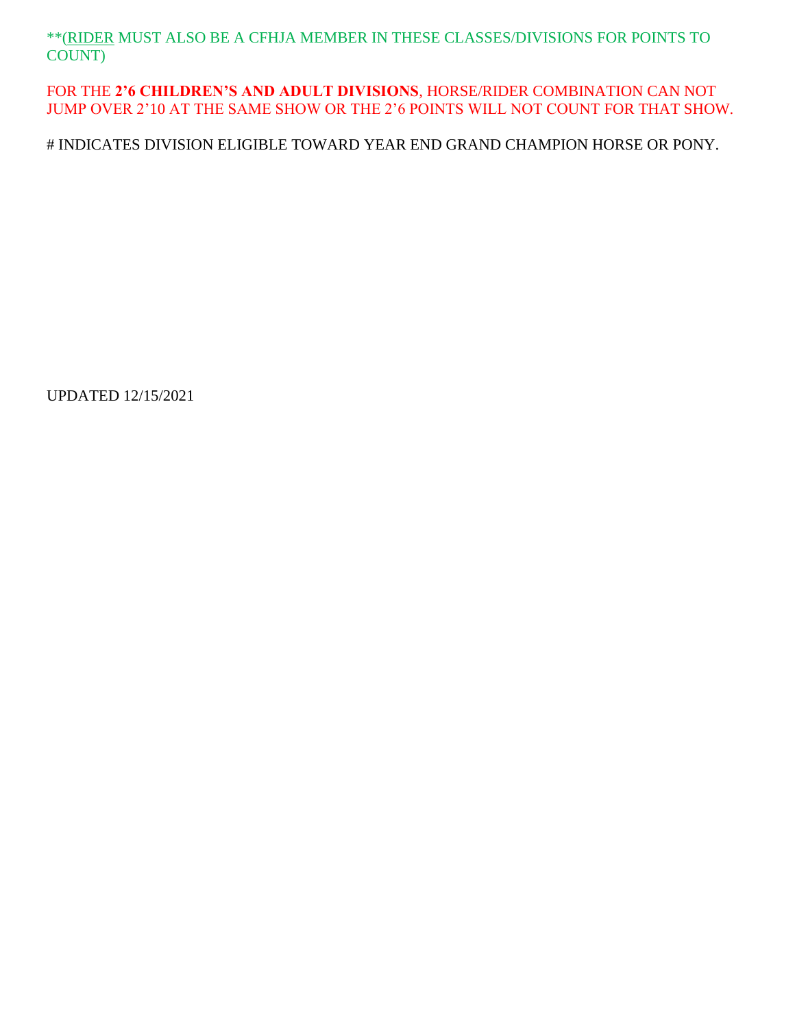**(RIDER MUST ALSO BE A CFHJA MEMBER IN THESE CLASSES/DIVISIONS FOR POINTS TO COUNT)

FOR THE **2'6 CHILDREN'S AND ADULT DIVISIONS**, HORSE/RIDER COMBINATION CAN NOT JUMP OVER 2'10 AT THE SAME SHOW OR THE 2'6 POINTS WILL NOT COUNT FOR THAT SHOW.

# INDICATES DIVISION ELIGIBLE TOWARD YEAR END GRAND CHAMPION HORSE OR PONY.

UPDATED 12/15/2021